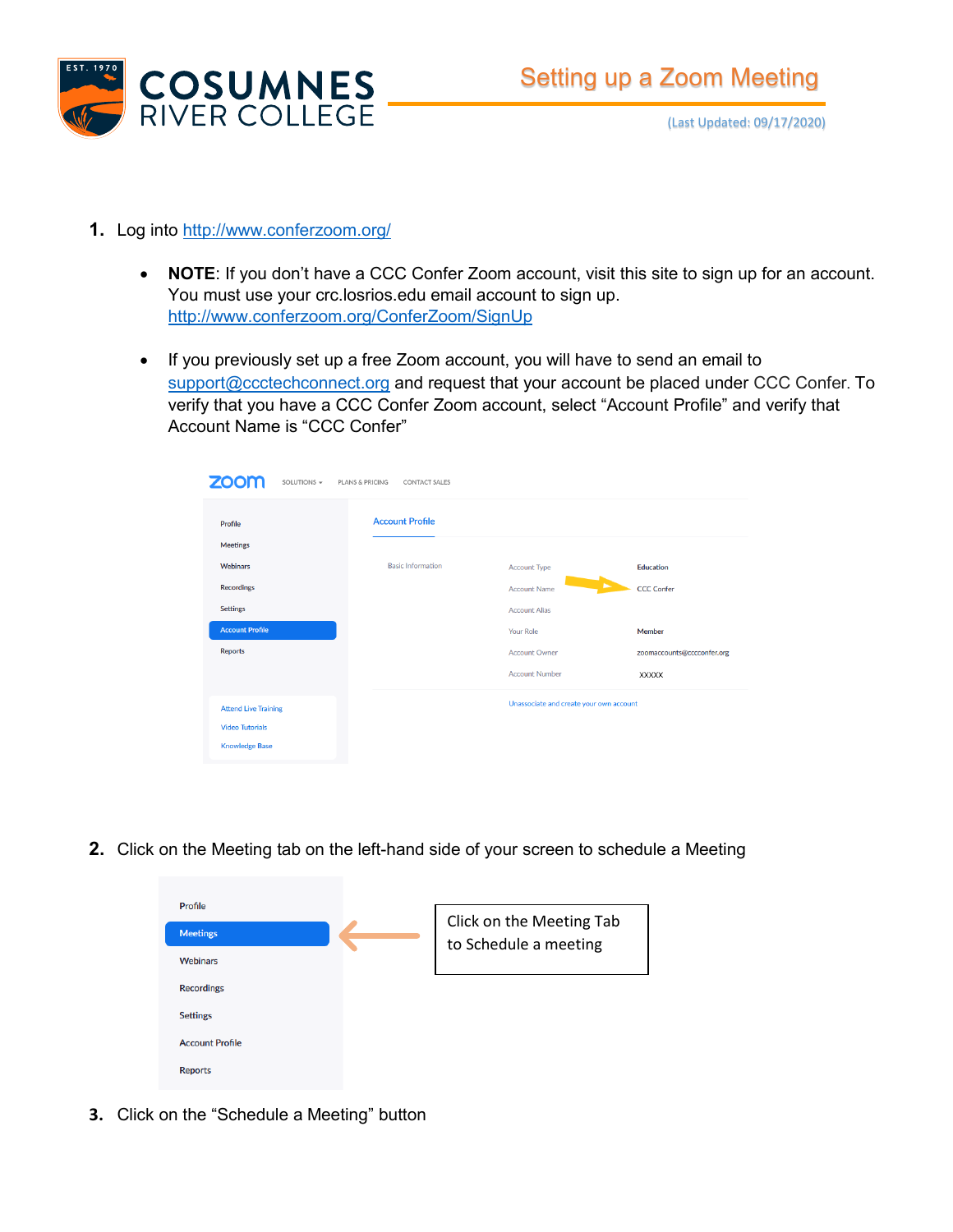# Setting up a Zoom Meeting

(Last Updated: 09/17/2020)

1. Log into http://www.conferzoom.org/

   - **NOTE**: If you don't have a CCC Confer Zoom account, visit this site to sign up for an account. You must use your crc.losrios.edu email account to sign up. http://www.conferzoom.org/ConferZoom/SignUp

   - If you previously set up a free Zoom account, you will have to send an email to support@ccctechconnect.org and request that your account be placed under CCC Confer. To verify that you have a CCC Confer Zoom account, select "Account Profile" and verify that Account Name is "CCC Confer"

2. Click on the Meeting tab on the left-hand side of your screen to schedule a Meeting

   Click on the Meeting Tab to Schedule a meeting

3. Click on the "Schedule a Meeting" button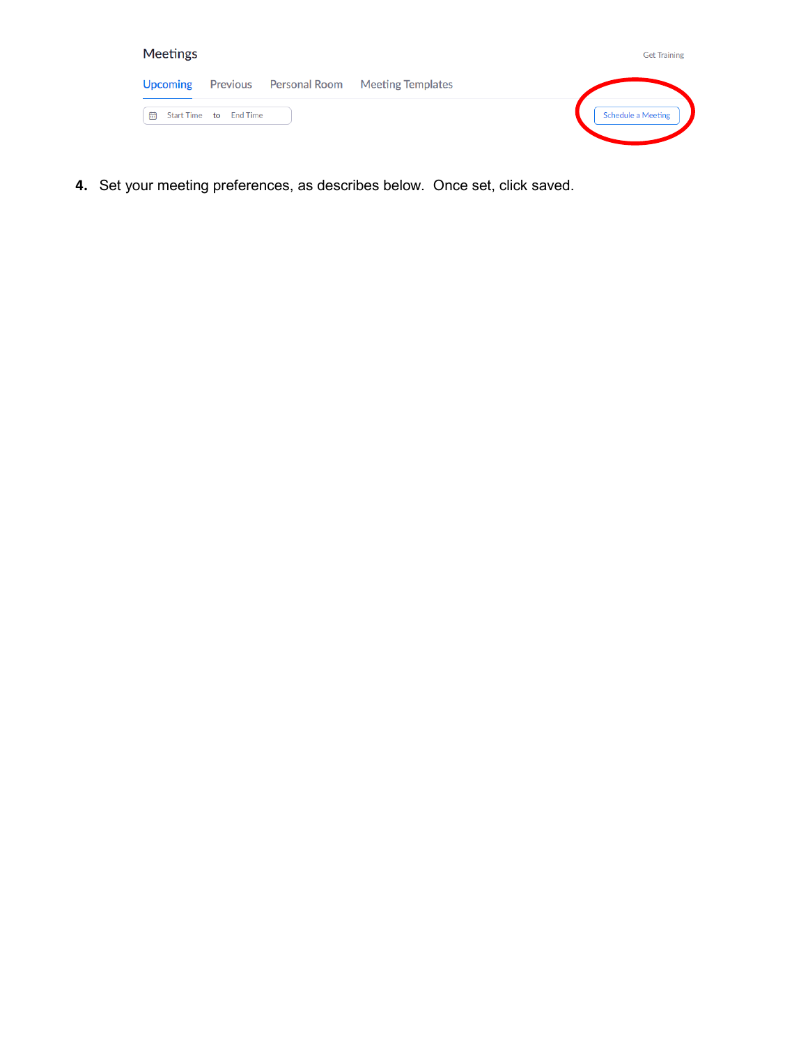Meetings

Get Training

Upcoming Previous Personal Room Meeting Templates

Start Time to End Time

Schedule a Meeting

4. Set your meeting preferences, as describes below. Once set, click saved.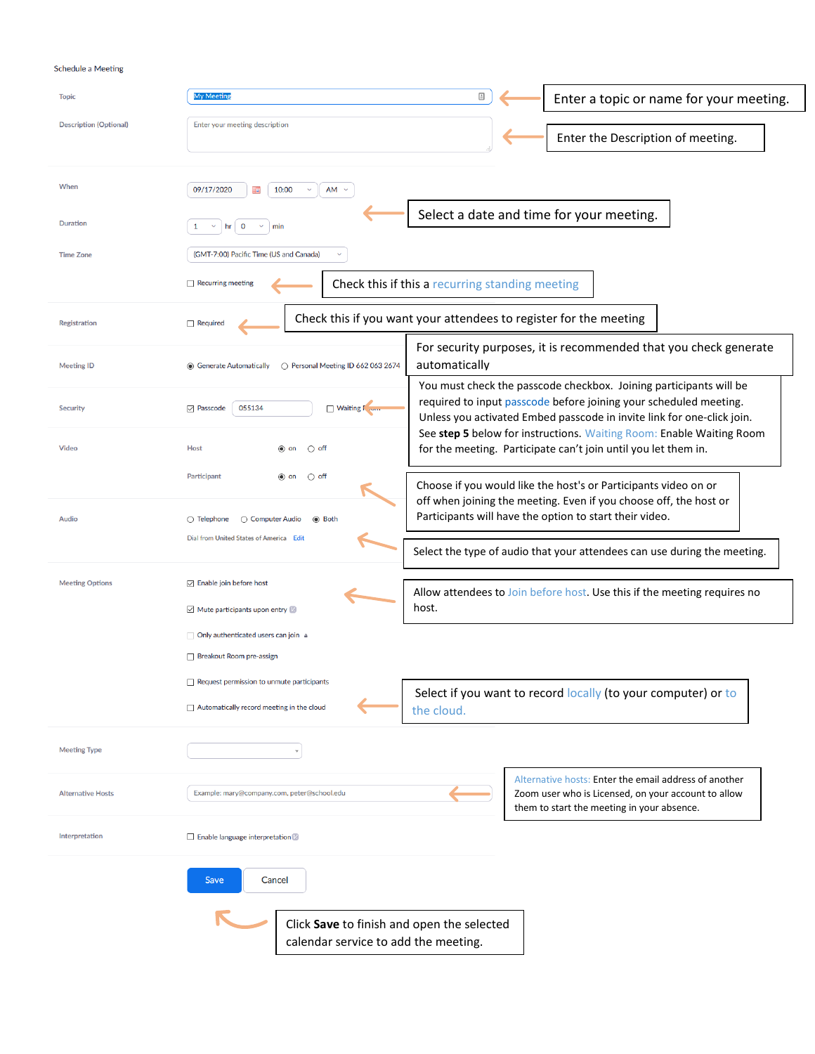Schedule a Meeting

| Field | Setting | Note |
|---|---|---|
| Topic | My Meeting | Enter a topic or name for your meeting. |
| Description (Optional) | Enter your meeting description | Enter the Description of meeting. |
| When | 09/17/2020 10:00 AM | Select a date and time for your meeting. |
| Duration | 1 hr 0 min | |
| Time Zone | (GMT-7:00) Pacific Time (US and Canada) | |
| | ☐ Recurring meeting | Check this if this a recurring standing meeting |
| Registration | ☐ Required | Check this if you want your attendees to register for the meeting |
| Meeting ID | ◉ Generate Automatically ○ Personal Meeting ID 662 063 2674 | For security purposes, it is recommended that you check generate automatically |
| Security | ☑ Passcode 055134 ☐ Waiting Room | You must check the passcode checkbox. Joining participants will be required to input passcode before joining your scheduled meeting. Unless you activated Embed passcode in invite link for one-click join. See **step 5** below for instructions. Waiting Room: Enable Waiting Room for the meeting. Participate can't join until you let them in. |
| Video | Host ◉ on ○ off | |
| | Participant ◉ on ○ off | Choose if you would like the host's or Participants video on or off when joining the meeting. Even if you choose off, the host or Participants will have the option to start their video. |
| Audio | ○ Telephone ○ Computer Audio ◉ Both | |
| | Dial from United States of America Edit | Select the type of audio that your attendees can use during the meeting. |
| Meeting Options | ☑ Enable join before host | Allow attendees to Join before host. Use this if the meeting requires no host. |
| | ☑ Mute participants upon entry | |
| | ☐ Only authenticated users can join | |
| | ☐ Breakout Room pre-assign | |
| | ☐ Request permission to unmute participants | |
| | ☐ Automatically record meeting in the cloud | Select if you want to record locally (to your computer) or to the cloud. |
| Meeting Type | | |
| Alternative Hosts | Example: mary@company.com, peter@school.edu | Alternative hosts: Enter the email address of another Zoom user who is Licensed, on your account to allow them to start the meeting in your absence. |
| Interpretation | ☐ Enable language interpretation | |

Save | Cancel

Click **Save** to finish and open the selected calendar service to add the meeting.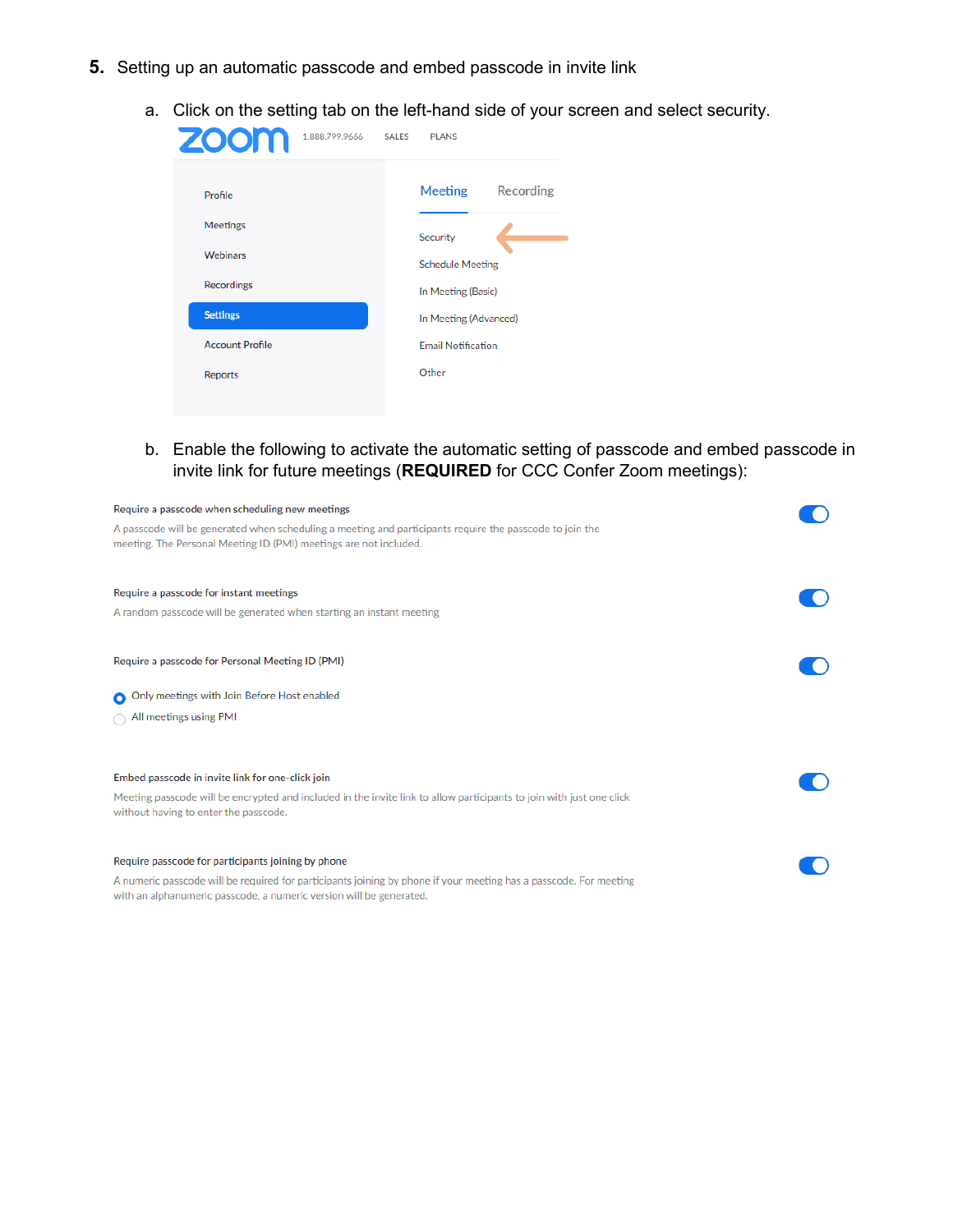5. Setting up an automatic passcode and embed passcode in invite link

   a. Click on the setting tab on the left-hand side of your screen and select security.

zoom 1.888.799.9666 SALES PLANS

Profile
Meetings
Webinars
Recordings
Settings
Account Profile
Reports

Meeting Recording

Security
Schedule Meeting
In Meeting (Basic)
In Meeting (Advanced)
Email Notification
Other

   b. Enable the following to activate the automatic setting of passcode and embed passcode in invite link for future meetings (**REQUIRED** for CCC Confer Zoom meetings):

Require a passcode when scheduling new meetings

A passcode will be generated when scheduling a meeting and participants require the passcode to join the meeting. The Personal Meeting ID (PMI) meetings are not included.

Require a passcode for instant meetings

A random passcode will be generated when starting an instant meeting

Require a passcode for Personal Meeting ID (PMI)

- Only meetings with Join Before Host enabled
- All meetings using PMI

Embed passcode in invite link for one-click join

Meeting passcode will be encrypted and included in the invite link to allow participants to join with just one click without having to enter the passcode.

Require passcode for participants joining by phone

A numeric passcode will be required for participants joining by phone if your meeting has a passcode. For meeting with an alphanumeric passcode, a numeric version will be generated.